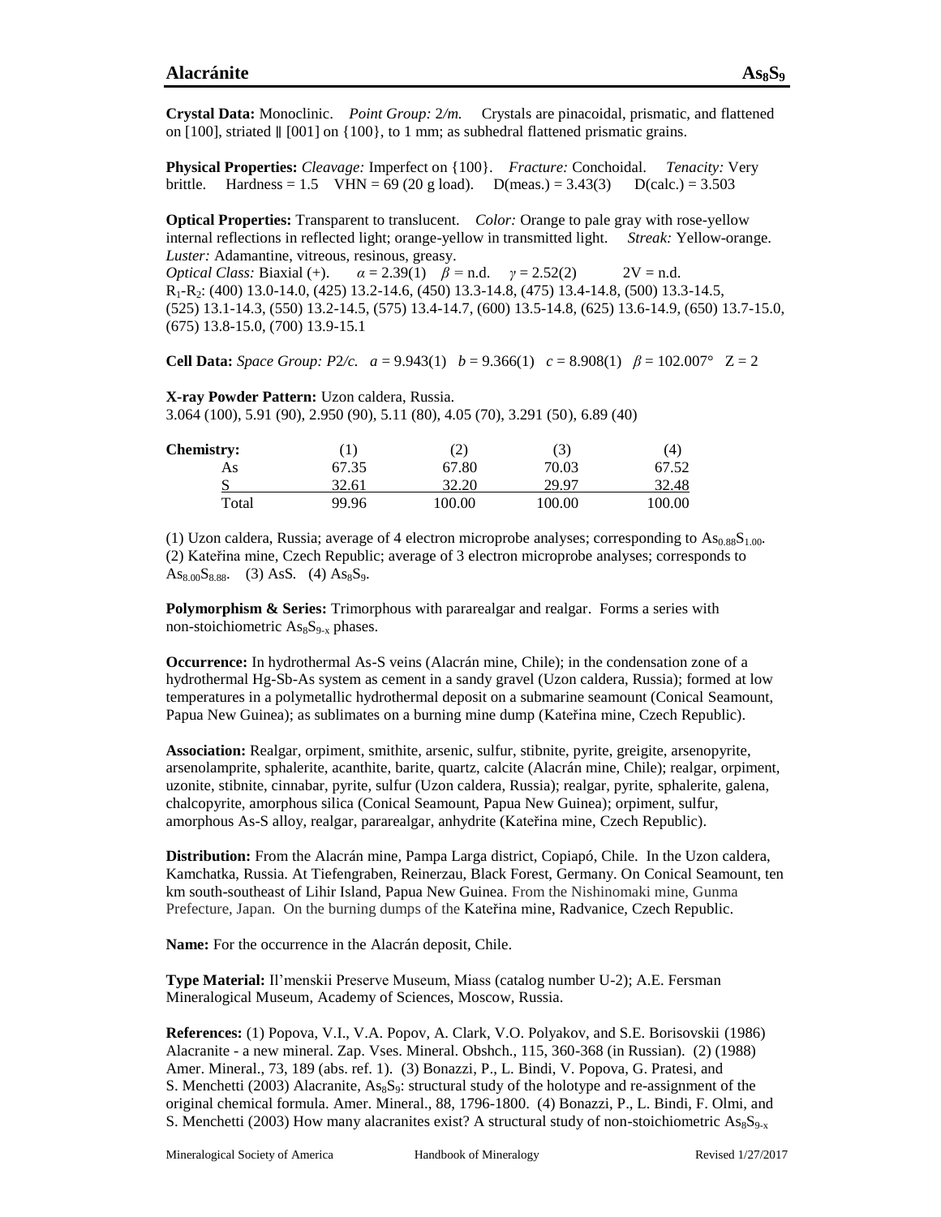# Alacránite $As_8S_9$

**Crystal Data:** Monoclinic. *Point Group:* 2/*m.* Crystals are pinacoidal, prismatic, and flattened on [100], striated ∥ [001] on {100}, to 1 mm; as subhedral flattened prismatic grains.

**Physical Properties:** *Cleavage:* Imperfect on {100}. *Fracture:* Conchoidal. *Tenacity:* Very brittle. Hardness = 1.5 VHN = 69 (20 g load). D(meas.) = 3.43(3) D(calc.) = 3.503

**Optical Properties:** Transparent to translucent. *Color:* Orange to pale gray with rose-yellow internal reflections in reflected light; orange-yellow in transmitted light. *Streak:* Yellow-orange. *Luster:* Adamantine, vitreous, resinous, greasy.
*Optical Class:* Biaxial (+). $\alpha = 2.39(1)$ $\beta$ = n.d. $\gamma = 2.52(2)$ 2V = n.d.
$R_1$-$R_2$: (400) 13.0-14.0, (425) 13.2-14.6, (450) 13.3-14.8, (475) 13.4-14.8, (500) 13.3-14.5, (525) 13.1-14.3, (550) 13.2-14.5, (575) 13.4-14.7, (600) 13.5-14.8, (625) 13.6-14.9, (650) 13.7-15.0, (675) 13.8-15.0, (700) 13.9-15.1

**Cell Data:** *Space Group:* $P2/c$. $a = 9.943(1)$ $b = 9.366(1)$ $c = 8.908(1)$ $\beta = 102.007°$ Z = 2

**X-ray Powder Pattern:** Uzon caldera, Russia.
3.064 (100), 5.91 (90), 2.950 (90), 5.11 (80), 4.05 (70), 3.291 (50), 6.89 (40)

| **Chemistry:** | (1) | (2) | (3) | (4) |
|---|---|---|---|---|
| As | 67.35 | 67.80 | 70.03 | 67.52 |
| S | 32.61 | 32.20 | 29.97 | 32.48 |
| Total | 99.96 | 100.00 | 100.00 | 100.00 |

(1) Uzon caldera, Russia; average of 4 electron microprobe analyses; corresponding to $As_{0.88}S_{1.00}$. (2) Kateřina mine, Czech Republic; average of 3 electron microprobe analyses; corresponds to $As_{8.00}S_{8.88}$. (3) AsS. (4) $As_8S_9$.

**Polymorphism & Series:** Trimorphous with pararealgar and realgar. Forms a series with non-stoichiometric $As_8S_{9-x}$ phases.

**Occurrence:** In hydrothermal As-S veins (Alacrán mine, Chile); in the condensation zone of a hydrothermal Hg-Sb-As system as cement in a sandy gravel (Uzon caldera, Russia); formed at low temperatures in a polymetallic hydrothermal deposit on a submarine seamount (Conical Seamount, Papua New Guinea); as sublimates on a burning mine dump (Kateřina mine, Czech Republic).

**Association:** Realgar, orpiment, smithite, arsenic, sulfur, stibnite, pyrite, greigite, arsenopyrite, arsenolamprite, sphalerite, acanthite, barite, quartz, calcite (Alacrán mine, Chile); realgar, orpiment, uzonite, stibnite, cinnabar, pyrite, sulfur (Uzon caldera, Russia); realgar, pyrite, sphalerite, galena, chalcopyrite, amorphous silica (Conical Seamount, Papua New Guinea); orpiment, sulfur, amorphous As-S alloy, realgar, pararealgar, anhydrite (Kateřina mine, Czech Republic).

**Distribution:** From the Alacrán mine, Pampa Larga district, Copiapó, Chile. In the Uzon caldera, Kamchatka, Russia. At Tiefengraben, Reinerzau, Black Forest, Germany. On Conical Seamount, ten km south-southeast of Lihir Island, Papua New Guinea. From the Nishinomaki mine, Gunma Prefecture, Japan. On the burning dumps of the Kateřina mine, Radvanice, Czech Republic.

**Name:** For the occurrence in the Alacrán deposit, Chile.

**Type Material:** Il'menskii Preserve Museum, Miass (catalog number U-2); A.E. Fersman Mineralogical Museum, Academy of Sciences, Moscow, Russia.

**References:** (1) Popova, V.I., V.A. Popov, A. Clark, V.O. Polyakov, and S.E. Borisovskii (1986) Alacranite - a new mineral. Zap. Vses. Mineral. Obshch., 115, 360-368 (in Russian). (2) (1988) Amer. Mineral., 73, 189 (abs. ref. 1). (3) Bonazzi, P., L. Bindi, V. Popova, G. Pratesi, and S. Menchetti (2003) Alacranite, $As_8S_9$: structural study of the holotype and re-assignment of the original chemical formula. Amer. Mineral., 88, 1796-1800. (4) Bonazzi, P., L. Bindi, F. Olmi, and S. Menchetti (2003) How many alacranites exist? A structural study of non-stoichiometric $As_8S_{9-x}$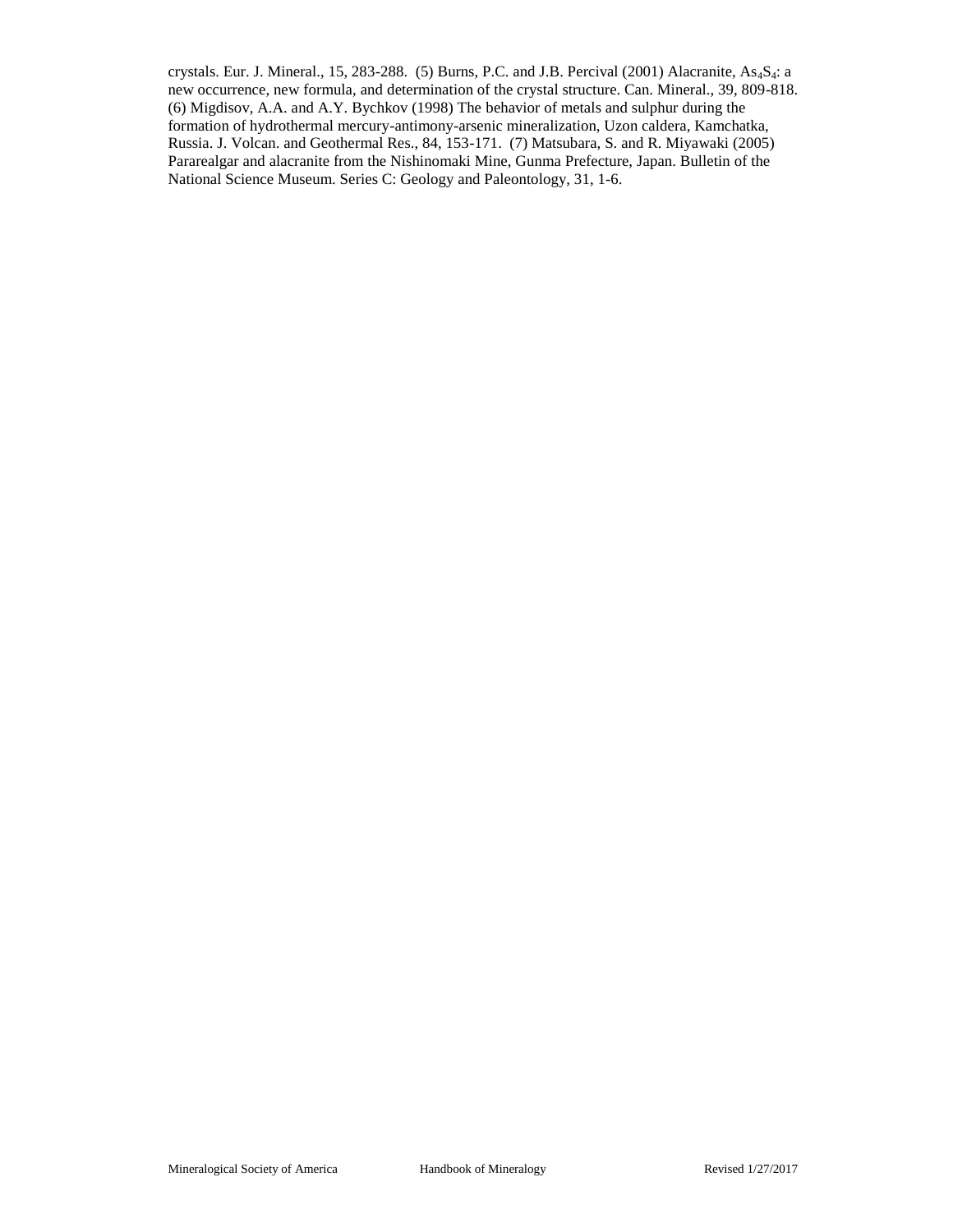crystals. Eur. J. Mineral., 15, 283-288. (5) Burns, P.C. and J.B. Percival (2001) Alacranite, $As_4S_4$: a new occurrence, new formula, and determination of the crystal structure. Can. Mineral., 39, 809-818. (6) Migdisov, A.A. and A.Y. Bychkov (1998) The behavior of metals and sulphur during the formation of hydrothermal mercury-antimony-arsenic mineralization, Uzon caldera, Kamchatka, Russia. J. Volcan. and Geothermal Res., 84, 153-171. (7) Matsubara, S. and R. Miyawaki (2005) Pararealgar and alacranite from the Nishinomaki Mine, Gunma Prefecture, Japan. Bulletin of the National Science Museum. Series C: Geology and Paleontology, 31, 1-6.